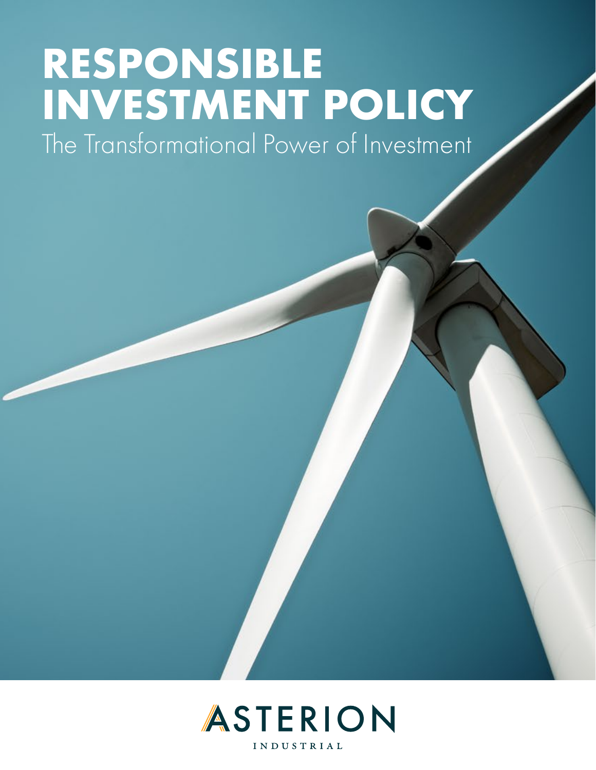# RESPONSIBLE INVESTMENT POLICY

The Transformational Power of Investment

ASTERION

INDUSTRIAL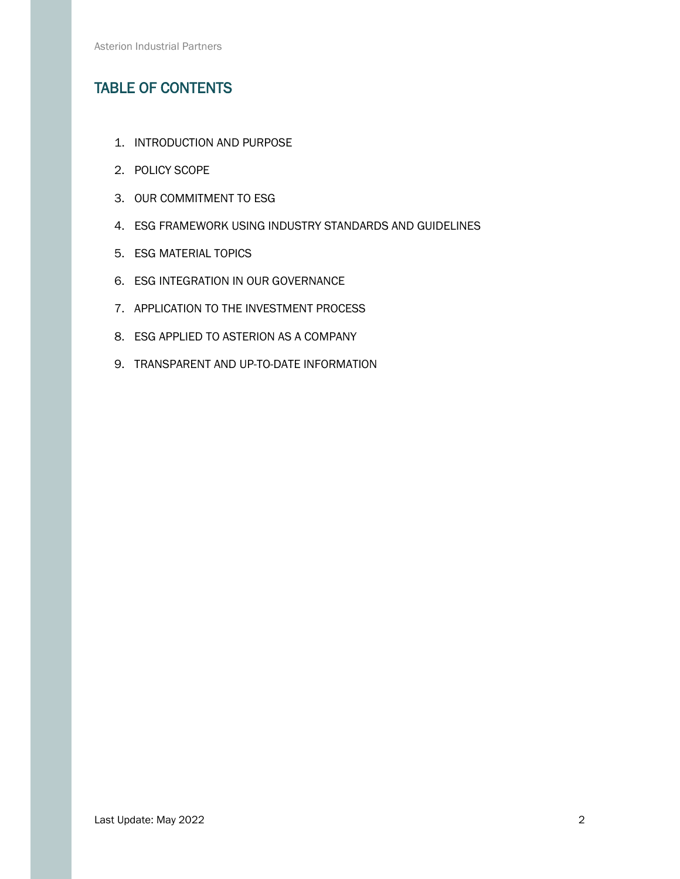## TABLE OF CONTENTS

1. INTRODUCTION AND PURPOSE
2. POLICY SCOPE
3. OUR COMMITMENT TO ESG
4. ESG FRAMEWORK USING INDUSTRY STANDARDS AND GUIDELINES
5. ESG MATERIAL TOPICS
6. ESG INTEGRATION IN OUR GOVERNANCE
7. APPLICATION TO THE INVESTMENT PROCESS
8. ESG APPLIED TO ASTERION AS A COMPANY
9. TRANSPARENT AND UP-TO-DATE INFORMATION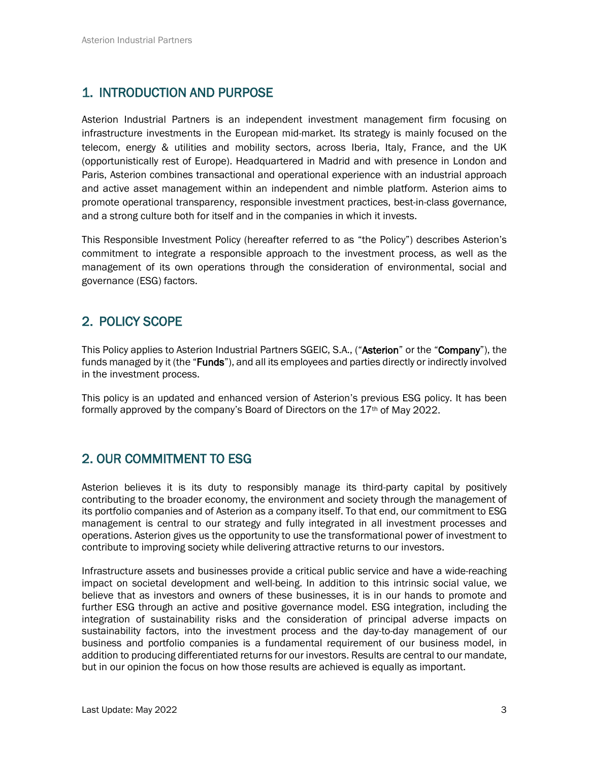## 1. INTRODUCTION AND PURPOSE

Asterion Industrial Partners is an independent investment management firm focusing on infrastructure investments in the European mid-market. Its strategy is mainly focused on the telecom, energy & utilities and mobility sectors, across Iberia, Italy, France, and the UK (opportunistically rest of Europe). Headquartered in Madrid and with presence in London and Paris, Asterion combines transactional and operational experience with an industrial approach and active asset management within an independent and nimble platform. Asterion aims to promote operational transparency, responsible investment practices, best-in-class governance, and a strong culture both for itself and in the companies in which it invests.

This Responsible Investment Policy (hereafter referred to as "the Policy") describes Asterion's commitment to integrate a responsible approach to the investment process, as well as the management of its own operations through the consideration of environmental, social and governance (ESG) factors.

## 2. POLICY SCOPE

This Policy applies to Asterion Industrial Partners SGEIC, S.A., ("**Asterion**" or the "**Company**"), the funds managed by it (the "**Funds**"), and all its employees and parties directly or indirectly involved in the investment process.

This policy is an updated and enhanced version of Asterion's previous ESG policy. It has been formally approved by the company's Board of Directors on the 17th of May 2022.

## 2. OUR COMMITMENT TO ESG

Asterion believes it is its duty to responsibly manage its third-party capital by positively contributing to the broader economy, the environment and society through the management of its portfolio companies and of Asterion as a company itself. To that end, our commitment to ESG management is central to our strategy and fully integrated in all investment processes and operations. Asterion gives us the opportunity to use the transformational power of investment to contribute to improving society while delivering attractive returns to our investors.

Infrastructure assets and businesses provide a critical public service and have a wide-reaching impact on societal development and well-being. In addition to this intrinsic social value, we believe that as investors and owners of these businesses, it is in our hands to promote and further ESG through an active and positive governance model. ESG integration, including the integration of sustainability risks and the consideration of principal adverse impacts on sustainability factors, into the investment process and the day-to-day management of our business and portfolio companies is a fundamental requirement of our business model, in addition to producing differentiated returns for our investors. Results are central to our mandate, but in our opinion the focus on how those results are achieved is equally as important.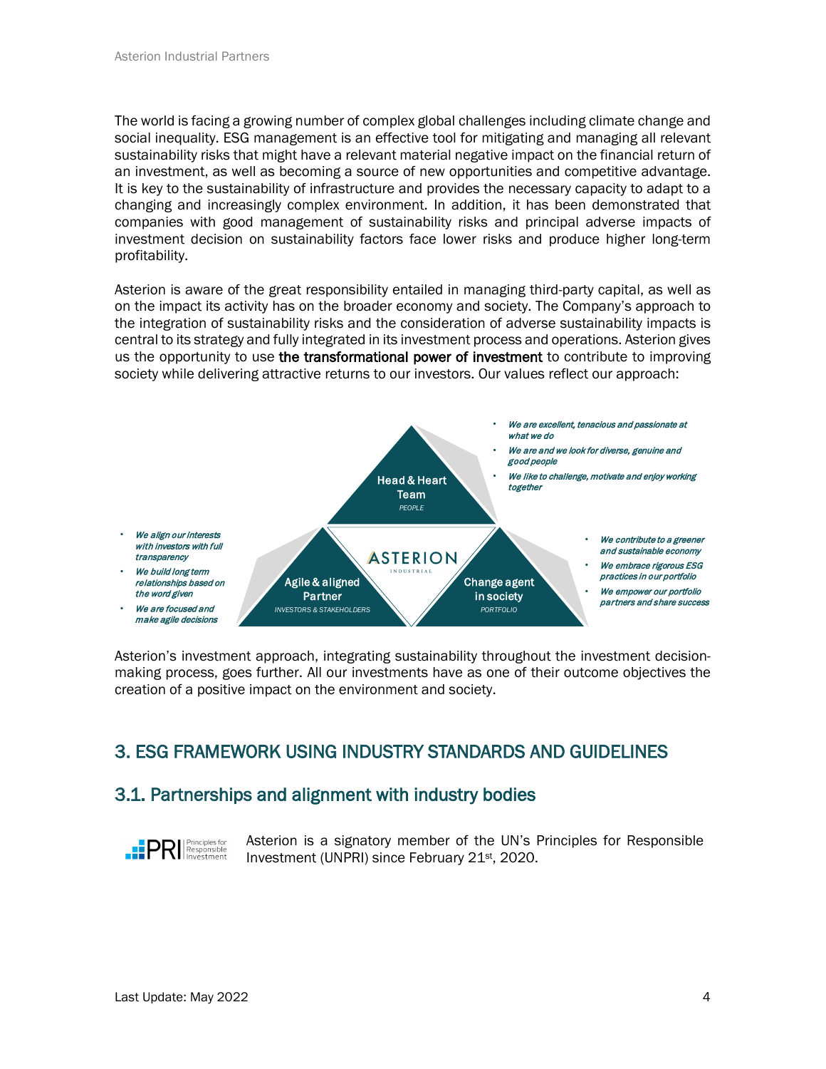The world is facing a growing number of complex global challenges including climate change and social inequality. ESG management is an effective tool for mitigating and managing all relevant sustainability risks that might have a relevant material negative impact on the financial return of an investment, as well as becoming a source of new opportunities and competitive advantage. It is key to the sustainability of infrastructure and provides the necessary capacity to adapt to a changing and increasingly complex environment. In addition, it has been demonstrated that companies with good management of sustainability risks and principal adverse impacts of investment decision on sustainability factors face lower risks and produce higher long-term profitability.

Asterion is aware of the great responsibility entailed in managing third-party capital, as well as on the impact its activity has on the broader economy and society. The Company's approach to the integration of sustainability risks and the consideration of adverse sustainability impacts is central to its strategy and fully integrated in its investment process and operations. Asterion gives us the opportunity to use **the transformational power of investment** to contribute to improving society while delivering attractive returns to our investors. Our values reflect our approach:

**Head & Heart Team** (PEOPLE)

- *We are excellent, tenacious and passionate at what we do*
- *We are and we look for diverse, genuine and good people*
- *We like to challenge, motivate and enjoy working together*

**Agile & aligned Partner** (INVESTORS & STAKEHOLDERS)

- *We align our interests with investors with full transparency*
- *We build long term relationships based on the word given*
- *We are focused and make agile decisions*

**Change agent in society** (PORTFOLIO)

- *We contribute to a greener and sustainable economy*
- *We embrace rigorous ESG practices in our portfolio*
- *We empower our portfolio partners and share success*

Asterion's investment approach, integrating sustainability throughout the investment decision-making process, goes further. All our investments have as one of their outcome objectives the creation of a positive impact on the environment and society.

## 3. ESG FRAMEWORK USING INDUSTRY STANDARDS AND GUIDELINES

### 3.1. Partnerships and alignment with industry bodies

Asterion is a signatory member of the UN's Principles for Responsible Investment (UNPRI) since February 21st, 2020.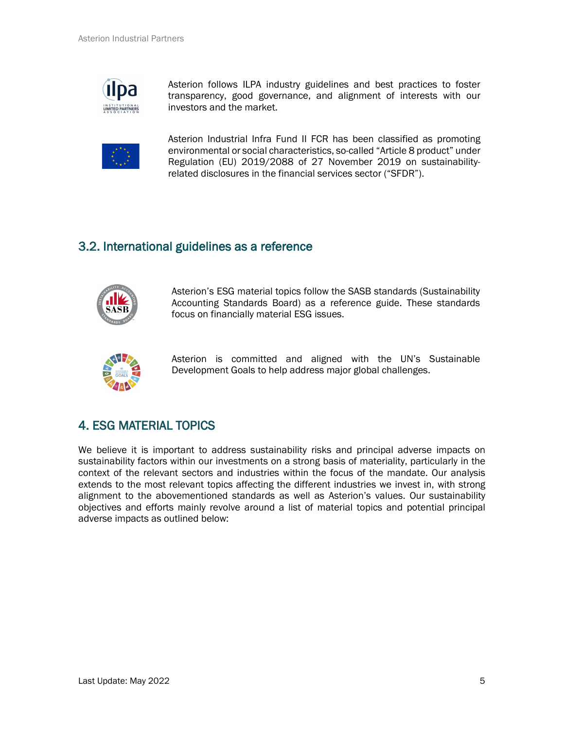Asterion follows ILPA industry guidelines and best practices to foster transparency, good governance, and alignment of interests with our investors and the market.

Asterion Industrial Infra Fund II FCR has been classified as promoting environmental or social characteristics, so-called "Article 8 product" under Regulation (EU) 2019/2088 of 27 November 2019 on sustainability-related disclosures in the financial services sector ("SFDR").

## 3.2. International guidelines as a reference

Asterion's ESG material topics follow the SASB standards (Sustainability Accounting Standards Board) as a reference guide. These standards focus on financially material ESG issues.

Asterion is committed and aligned with the UN's Sustainable Development Goals to help address major global challenges.

# 4. ESG MATERIAL TOPICS

We believe it is important to address sustainability risks and principal adverse impacts on sustainability factors within our investments on a strong basis of materiality, particularly in the context of the relevant sectors and industries within the focus of the mandate. Our analysis extends to the most relevant topics affecting the different industries we invest in, with strong alignment to the abovementioned standards as well as Asterion's values. Our sustainability objectives and efforts mainly revolve around a list of material topics and potential principal adverse impacts as outlined below: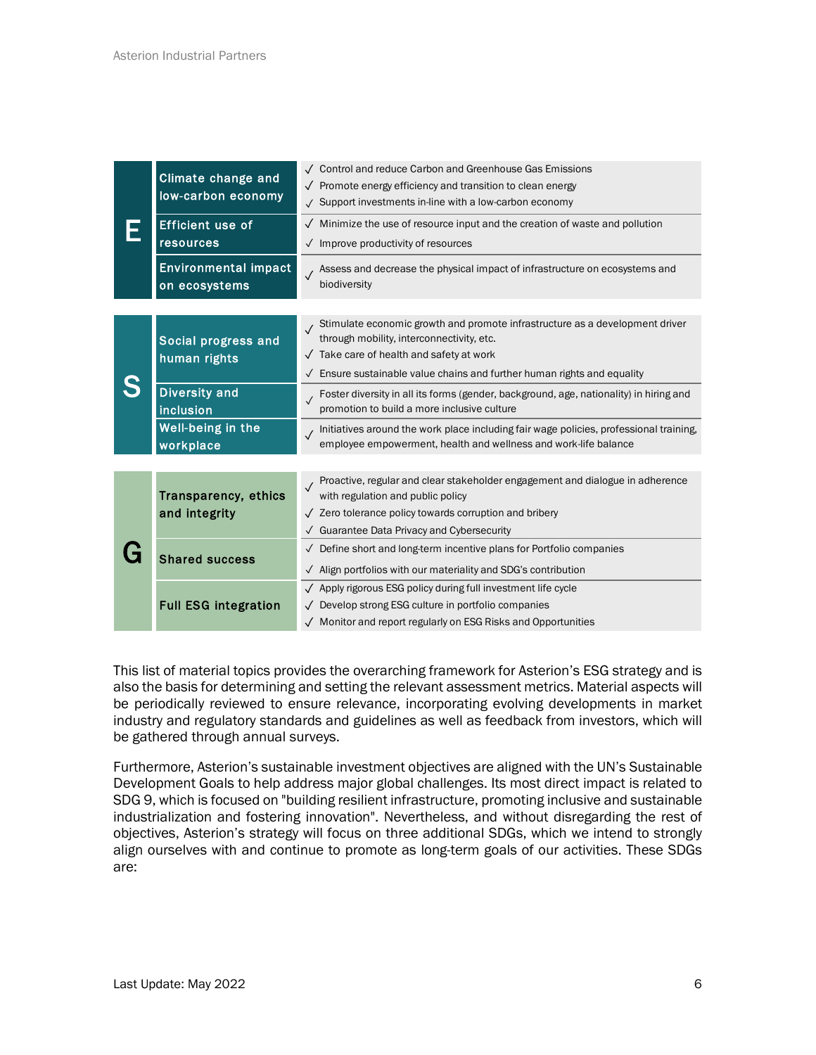| | Topic | Objectives |
|---|---|---|
| **E** | Climate change and low-carbon economy | ✓ Control and reduce Carbon and Greenhouse Gas Emissions<br>✓ Promote energy efficiency and transition to clean energy<br>✓ Support investments in-line with a low-carbon economy |
| | Efficient use of resources | ✓ Minimize the use of resource input and the creation of waste and pollution<br>✓ Improve productivity of resources |
| | Environmental impact on ecosystems | ✓ Assess and decrease the physical impact of infrastructure on ecosystems and biodiversity |
| **S** | Social progress and human rights | ✓ Stimulate economic growth and promote infrastructure as a development driver through mobility, interconnectivity, etc.<br>✓ Take care of health and safety at work<br>✓ Ensure sustainable value chains and further human rights and equality |
| | Diversity and inclusion | ✓ Foster diversity in all its forms (gender, background, age, nationality) in hiring and promotion to build a more inclusive culture |
| | Well-being in the workplace | ✓ Initiatives around the work place including fair wage policies, professional training, employee empowerment, health and wellness and work-life balance |
| **G** | Transparency, ethics and integrity | ✓ Proactive, regular and clear stakeholder engagement and dialogue in adherence with regulation and public policy<br>✓ Zero tolerance policy towards corruption and bribery<br>✓ Guarantee Data Privacy and Cybersecurity |
| | Shared success | ✓ Define short and long-term incentive plans for Portfolio companies<br>✓ Align portfolios with our materiality and SDG's contribution |
| | Full ESG integration | ✓ Apply rigorous ESG policy during full investment life cycle<br>✓ Develop strong ESG culture in portfolio companies<br>✓ Monitor and report regularly on ESG Risks and Opportunities |

This list of material topics provides the overarching framework for Asterion's ESG strategy and is also the basis for determining and setting the relevant assessment metrics. Material aspects will be periodically reviewed to ensure relevance, incorporating evolving developments in market industry and regulatory standards and guidelines as well as feedback from investors, which will be gathered through annual surveys.

Furthermore, Asterion's sustainable investment objectives are aligned with the UN's Sustainable Development Goals to help address major global challenges. Its most direct impact is related to SDG 9, which is focused on "building resilient infrastructure, promoting inclusive and sustainable industrialization and fostering innovation". Nevertheless, and without disregarding the rest of objectives, Asterion's strategy will focus on three additional SDGs, which we intend to strongly align ourselves with and continue to promote as long-term goals of our activities. These SDGs are: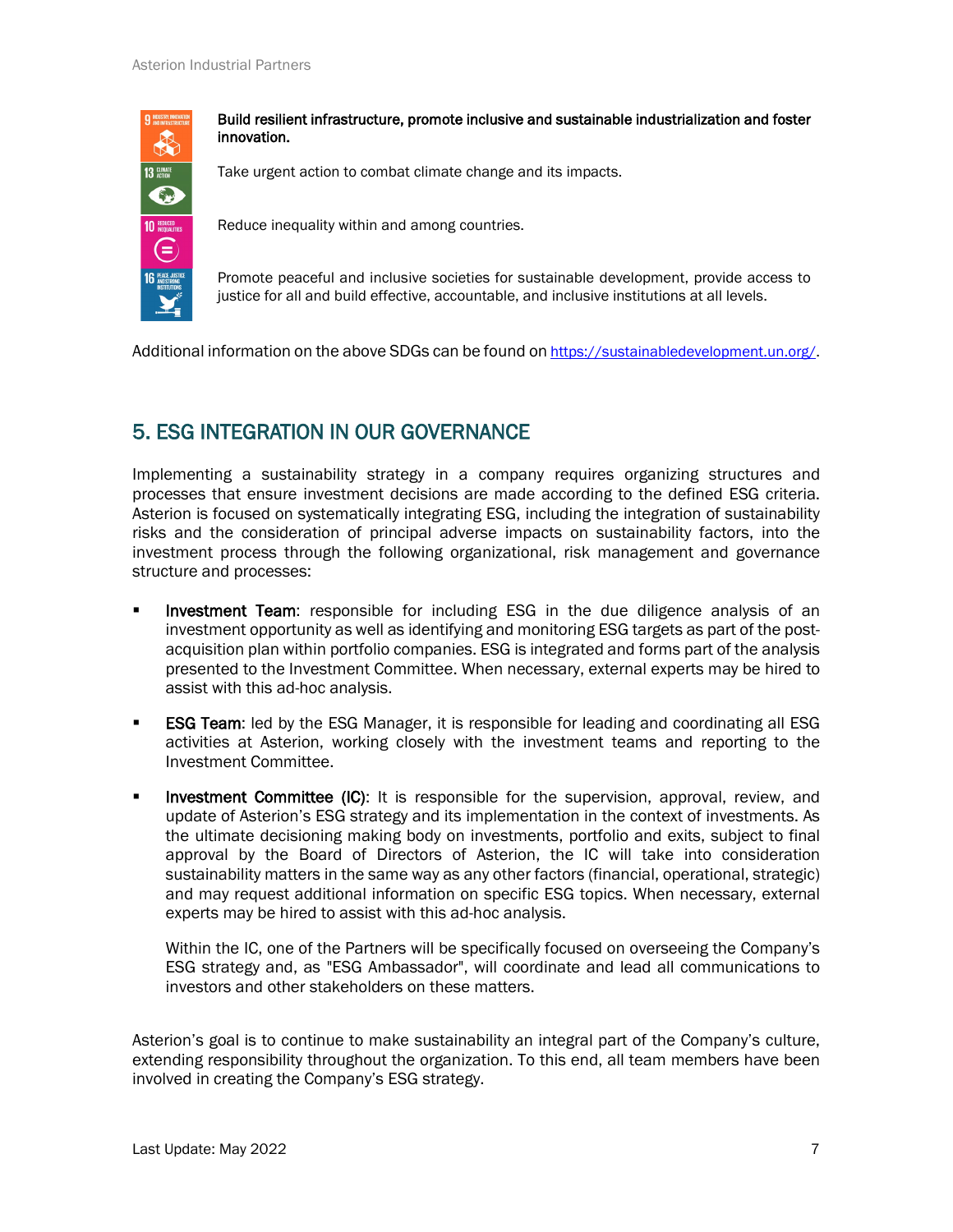**Build resilient infrastructure, promote inclusive and sustainable industrialization and foster innovation.**

Take urgent action to combat climate change and its impacts.

Reduce inequality within and among countries.

Promote peaceful and inclusive societies for sustainable development, provide access to justice for all and build effective, accountable, and inclusive institutions at all levels.

Additional information on the above SDGs can be found on https://sustainabledevelopment.un.org/.

## 5. ESG INTEGRATION IN OUR GOVERNANCE

Implementing a sustainability strategy in a company requires organizing structures and processes that ensure investment decisions are made according to the defined ESG criteria. Asterion is focused on systematically integrating ESG, including the integration of sustainability risks and the consideration of principal adverse impacts on sustainability factors, into the investment process through the following organizational, risk management and governance structure and processes:

- **Investment Team**: responsible for including ESG in the due diligence analysis of an investment opportunity as well as identifying and monitoring ESG targets as part of the post-acquisition plan within portfolio companies. ESG is integrated and forms part of the analysis presented to the Investment Committee. When necessary, external experts may be hired to assist with this ad-hoc analysis.

- **ESG Team**: led by the ESG Manager, it is responsible for leading and coordinating all ESG activities at Asterion, working closely with the investment teams and reporting to the Investment Committee.

- **Investment Committee (IC)**: It is responsible for the supervision, approval, review, and update of Asterion's ESG strategy and its implementation in the context of investments. As the ultimate decisioning making body on investments, portfolio and exits, subject to final approval by the Board of Directors of Asterion, the IC will take into consideration sustainability matters in the same way as any other factors (financial, operational, strategic) and may request additional information on specific ESG topics. When necessary, external experts may be hired to assist with this ad-hoc analysis.

  Within the IC, one of the Partners will be specifically focused on overseeing the Company's ESG strategy and, as "ESG Ambassador", will coordinate and lead all communications to investors and other stakeholders on these matters.

Asterion's goal is to continue to make sustainability an integral part of the Company's culture, extending responsibility throughout the organization. To this end, all team members have been involved in creating the Company's ESG strategy.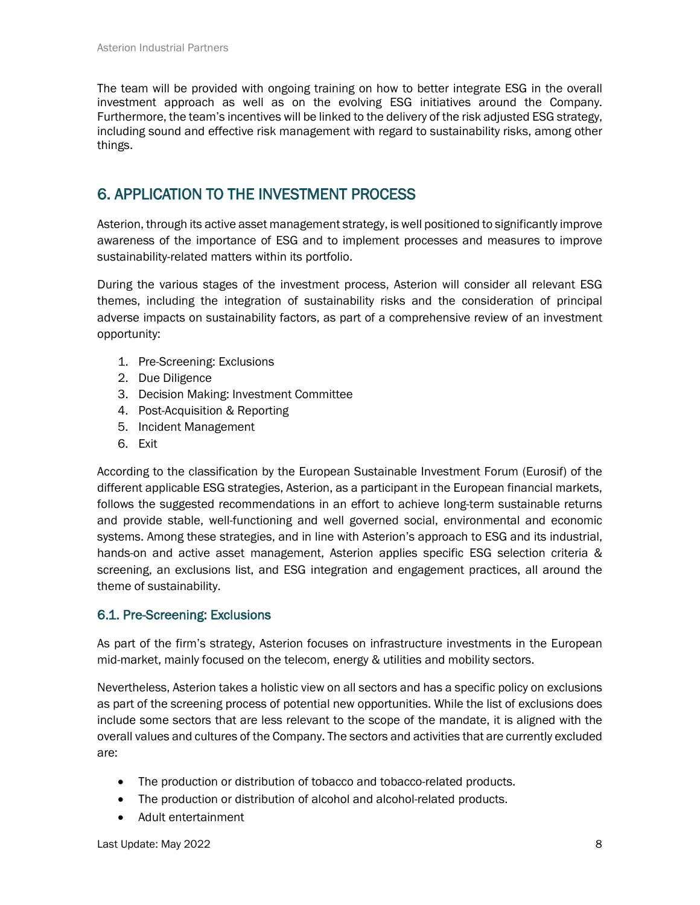The team will be provided with ongoing training on how to better integrate ESG in the overall investment approach as well as on the evolving ESG initiatives around the Company. Furthermore, the team's incentives will be linked to the delivery of the risk adjusted ESG strategy, including sound and effective risk management with regard to sustainability risks, among other things.

## 6. APPLICATION TO THE INVESTMENT PROCESS

Asterion, through its active asset management strategy, is well positioned to significantly improve awareness of the importance of ESG and to implement processes and measures to improve sustainability-related matters within its portfolio.

During the various stages of the investment process, Asterion will consider all relevant ESG themes, including the integration of sustainability risks and the consideration of principal adverse impacts on sustainability factors, as part of a comprehensive review of an investment opportunity:

1. Pre-Screening: Exclusions
2. Due Diligence
3. Decision Making: Investment Committee
4. Post-Acquisition & Reporting
5. Incident Management
6. Exit

According to the classification by the European Sustainable Investment Forum (Eurosif) of the different applicable ESG strategies, Asterion, as a participant in the European financial markets, follows the suggested recommendations in an effort to achieve long-term sustainable returns and provide stable, well-functioning and well governed social, environmental and economic systems. Among these strategies, and in line with Asterion's approach to ESG and its industrial, hands-on and active asset management, Asterion applies specific ESG selection criteria & screening, an exclusions list, and ESG integration and engagement practices, all around the theme of sustainability.

### 6.1. Pre-Screening: Exclusions

As part of the firm's strategy, Asterion focuses on infrastructure investments in the European mid-market, mainly focused on the telecom, energy & utilities and mobility sectors.

Nevertheless, Asterion takes a holistic view on all sectors and has a specific policy on exclusions as part of the screening process of potential new opportunities. While the list of exclusions does include some sectors that are less relevant to the scope of the mandate, it is aligned with the overall values and cultures of the Company. The sectors and activities that are currently excluded are:

- The production or distribution of tobacco and tobacco-related products.
- The production or distribution of alcohol and alcohol-related products.
- Adult entertainment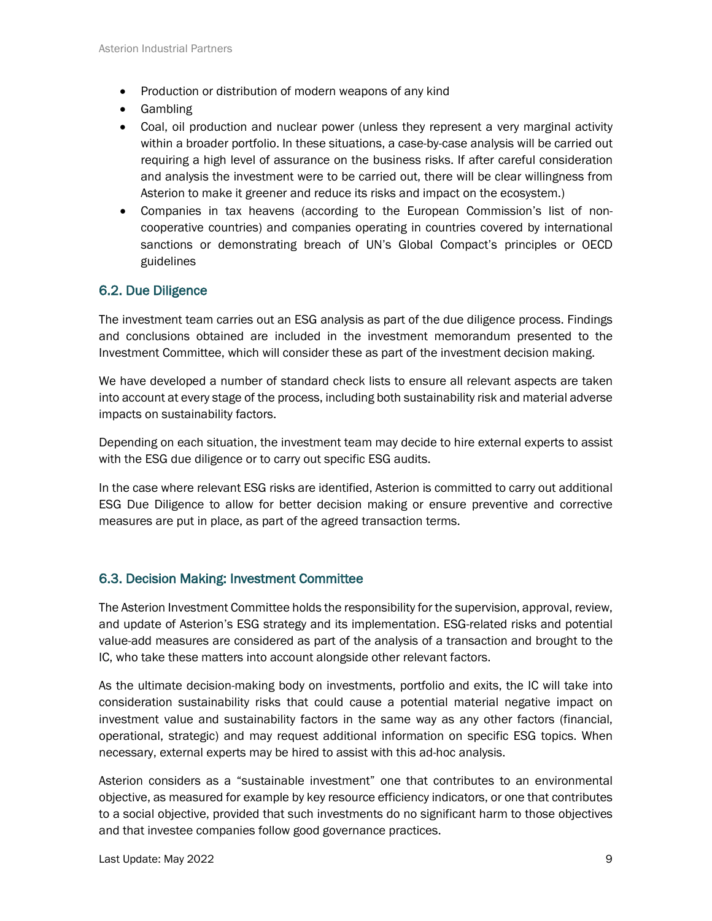- Production or distribution of modern weapons of any kind
- Gambling
- Coal, oil production and nuclear power (unless they represent a very marginal activity within a broader portfolio. In these situations, a case-by-case analysis will be carried out requiring a high level of assurance on the business risks. If after careful consideration and analysis the investment were to be carried out, there will be clear willingness from Asterion to make it greener and reduce its risks and impact on the ecosystem.)
- Companies in tax heavens (according to the European Commission's list of non-cooperative countries) and companies operating in countries covered by international sanctions or demonstrating breach of UN's Global Compact's principles or OECD guidelines

## 6.2. Due Diligence

The investment team carries out an ESG analysis as part of the due diligence process. Findings and conclusions obtained are included in the investment memorandum presented to the Investment Committee, which will consider these as part of the investment decision making.

We have developed a number of standard check lists to ensure all relevant aspects are taken into account at every stage of the process, including both sustainability risk and material adverse impacts on sustainability factors.

Depending on each situation, the investment team may decide to hire external experts to assist with the ESG due diligence or to carry out specific ESG audits.

In the case where relevant ESG risks are identified, Asterion is committed to carry out additional ESG Due Diligence to allow for better decision making or ensure preventive and corrective measures are put in place, as part of the agreed transaction terms.

## 6.3. Decision Making: Investment Committee

The Asterion Investment Committee holds the responsibility for the supervision, approval, review, and update of Asterion's ESG strategy and its implementation. ESG-related risks and potential value-add measures are considered as part of the analysis of a transaction and brought to the IC, who take these matters into account alongside other relevant factors.

As the ultimate decision-making body on investments, portfolio and exits, the IC will take into consideration sustainability risks that could cause a potential material negative impact on investment value and sustainability factors in the same way as any other factors (financial, operational, strategic) and may request additional information on specific ESG topics. When necessary, external experts may be hired to assist with this ad-hoc analysis.

Asterion considers as a "sustainable investment" one that contributes to an environmental objective, as measured for example by key resource efficiency indicators, or one that contributes to a social objective, provided that such investments do no significant harm to those objectives and that investee companies follow good governance practices.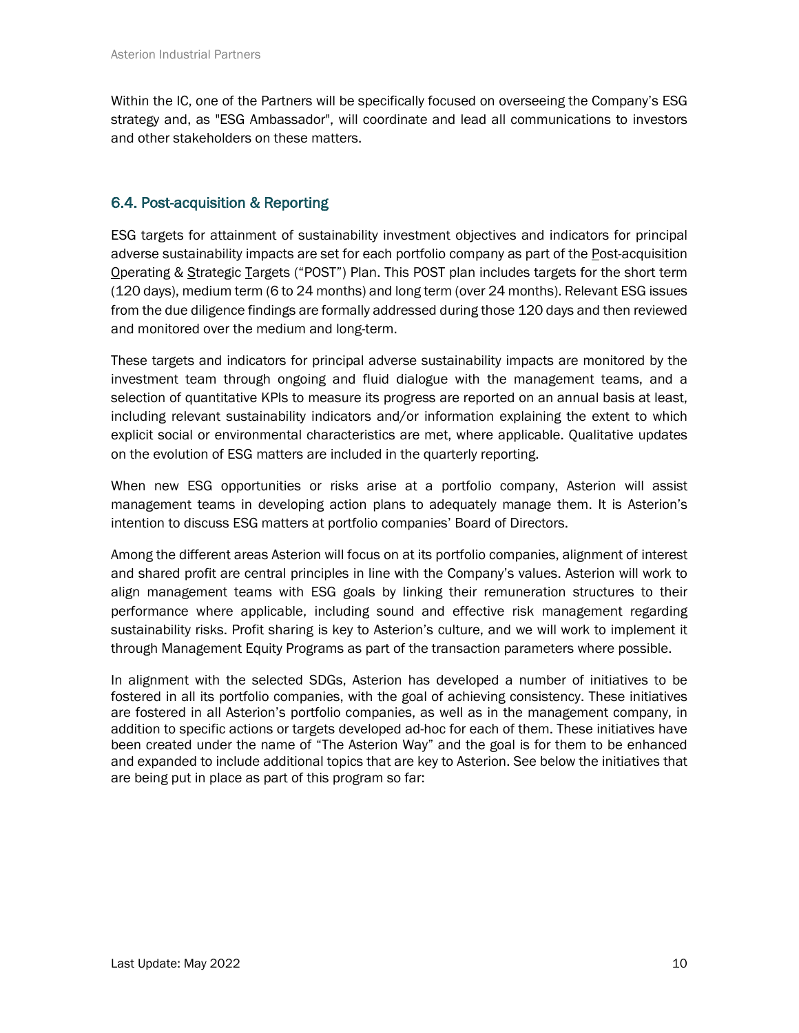Within the IC, one of the Partners will be specifically focused on overseeing the Company's ESG strategy and, as "ESG Ambassador", will coordinate and lead all communications to investors and other stakeholders on these matters.

### 6.4. Post-acquisition & Reporting

ESG targets for attainment of sustainability investment objectives and indicators for principal adverse sustainability impacts are set for each portfolio company as part of the Post-acquisition Operating & Strategic Targets ("POST") Plan. This POST plan includes targets for the short term (120 days), medium term (6 to 24 months) and long term (over 24 months). Relevant ESG issues from the due diligence findings are formally addressed during those 120 days and then reviewed and monitored over the medium and long-term.

These targets and indicators for principal adverse sustainability impacts are monitored by the investment team through ongoing and fluid dialogue with the management teams, and a selection of quantitative KPIs to measure its progress are reported on an annual basis at least, including relevant sustainability indicators and/or information explaining the extent to which explicit social or environmental characteristics are met, where applicable. Qualitative updates on the evolution of ESG matters are included in the quarterly reporting.

When new ESG opportunities or risks arise at a portfolio company, Asterion will assist management teams in developing action plans to adequately manage them. It is Asterion's intention to discuss ESG matters at portfolio companies' Board of Directors.

Among the different areas Asterion will focus on at its portfolio companies, alignment of interest and shared profit are central principles in line with the Company's values. Asterion will work to align management teams with ESG goals by linking their remuneration structures to their performance where applicable, including sound and effective risk management regarding sustainability risks. Profit sharing is key to Asterion's culture, and we will work to implement it through Management Equity Programs as part of the transaction parameters where possible.

In alignment with the selected SDGs, Asterion has developed a number of initiatives to be fostered in all its portfolio companies, with the goal of achieving consistency. These initiatives are fostered in all Asterion's portfolio companies, as well as in the management company, in addition to specific actions or targets developed ad-hoc for each of them. These initiatives have been created under the name of "The Asterion Way" and the goal is for them to be enhanced and expanded to include additional topics that are key to Asterion. See below the initiatives that are being put in place as part of this program so far: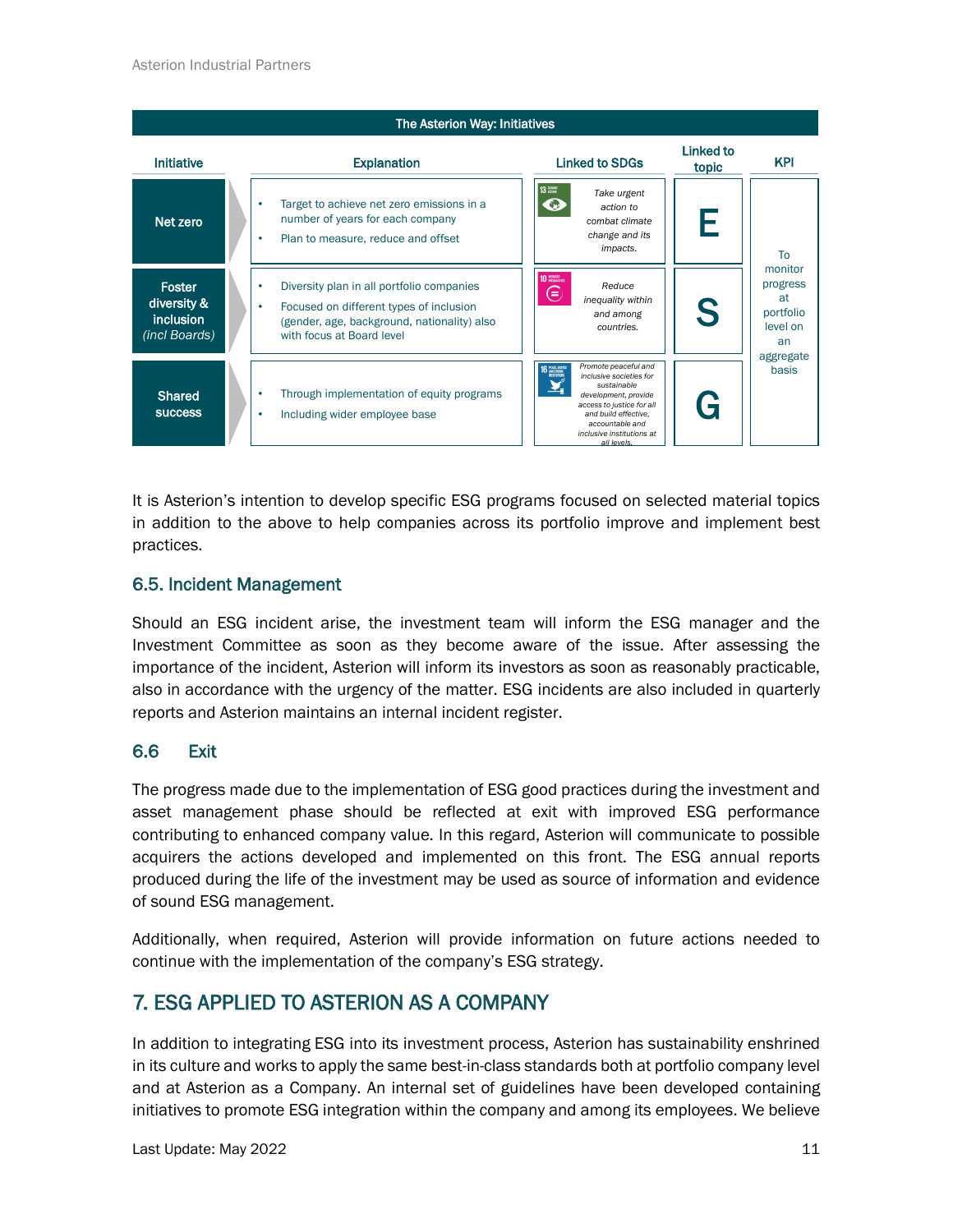**The Asterion Way: Initiatives**

| Initiative | Explanation | Linked to SDGs | Linked to topic | KPI |
|---|---|---|---|---|
| Net zero | • Target to achieve net zero emissions in a number of years for each company<br>• Plan to measure, reduce and offset | 13 Climate Action: *Take urgent action to combat climate change and its impacts.* | E | To monitor progress at portfolio level on an aggregate basis |
| Foster diversity & inclusion *(incl Boards)* | • Diversity plan in all portfolio companies<br>• Focused on different types of inclusion (gender, age, background, nationality) also with focus at Board level | 10 Reduced Inequalities: *Reduce inequality within and among countries.* | S | |
| Shared success | • Through implementation of equity programs<br>• Including wider employee base | 16 Peace, Justice and Strong Institutions: *Promote peaceful and inclusive societies for sustainable development, provide access to justice for all and build effective, accountable and inclusive institutions at all levels.* | G | |

It is Asterion's intention to develop specific ESG programs focused on selected material topics in addition to the above to help companies across its portfolio improve and implement best practices.

### 6.5. Incident Management

Should an ESG incident arise, the investment team will inform the ESG manager and the Investment Committee as soon as they become aware of the issue. After assessing the importance of the incident, Asterion will inform its investors as soon as reasonably practicable, also in accordance with the urgency of the matter. ESG incidents are also included in quarterly reports and Asterion maintains an internal incident register.

### 6.6 Exit

The progress made due to the implementation of ESG good practices during the investment and asset management phase should be reflected at exit with improved ESG performance contributing to enhanced company value. In this regard, Asterion will communicate to possible acquirers the actions developed and implemented on this front. The ESG annual reports produced during the life of the investment may be used as source of information and evidence of sound ESG management.

Additionally, when required, Asterion will provide information on future actions needed to continue with the implementation of the company's ESG strategy.

## 7. ESG APPLIED TO ASTERION AS A COMPANY

In addition to integrating ESG into its investment process, Asterion has sustainability enshrined in its culture and works to apply the same best-in-class standards both at portfolio company level and at Asterion as a Company. An internal set of guidelines have been developed containing initiatives to promote ESG integration within the company and among its employees. We believe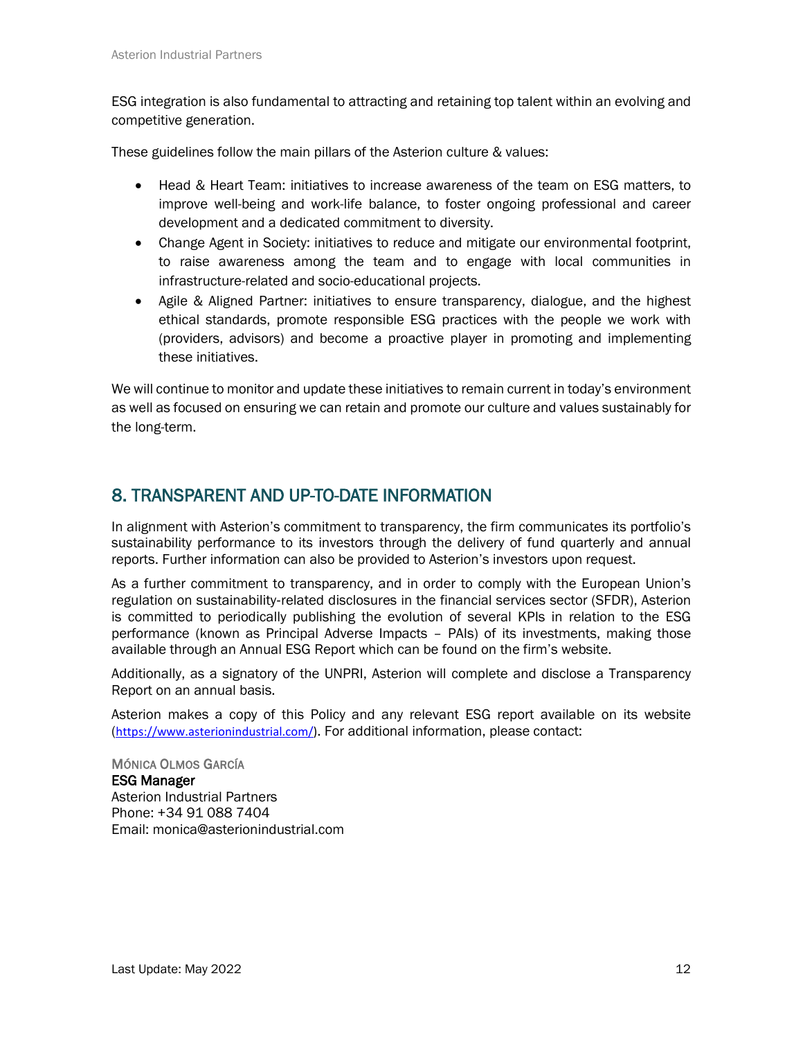ESG integration is also fundamental to attracting and retaining top talent within an evolving and competitive generation.

These guidelines follow the main pillars of the Asterion culture & values:

- Head & Heart Team: initiatives to increase awareness of the team on ESG matters, to improve well-being and work-life balance, to foster ongoing professional and career development and a dedicated commitment to diversity.
- Change Agent in Society: initiatives to reduce and mitigate our environmental footprint, to raise awareness among the team and to engage with local communities in infrastructure-related and socio-educational projects.
- Agile & Aligned Partner: initiatives to ensure transparency, dialogue, and the highest ethical standards, promote responsible ESG practices with the people we work with (providers, advisors) and become a proactive player in promoting and implementing these initiatives.

We will continue to monitor and update these initiatives to remain current in today's environment as well as focused on ensuring we can retain and promote our culture and values sustainably for the long-term.

## 8. TRANSPARENT AND UP-TO-DATE INFORMATION

In alignment with Asterion's commitment to transparency, the firm communicates its portfolio's sustainability performance to its investors through the delivery of fund quarterly and annual reports. Further information can also be provided to Asterion's investors upon request.

As a further commitment to transparency, and in order to comply with the European Union's regulation on sustainability-related disclosures in the financial services sector (SFDR), Asterion is committed to periodically publishing the evolution of several KPIs in relation to the ESG performance (known as Principal Adverse Impacts – PAIs) of its investments, making those available through an Annual ESG Report which can be found on the firm's website.

Additionally, as a signatory of the UNPRI, Asterion will complete and disclose a Transparency Report on an annual basis.

Asterion makes a copy of this Policy and any relevant ESG report available on its website (https://www.asterionindustrial.com/). For additional information, please contact:

MÓNICA OLMOS GARCÍA
**ESG Manager**
Asterion Industrial Partners
Phone: +34 91 088 7404
Email: monica@asterionindustrial.com

Last Update: May 2022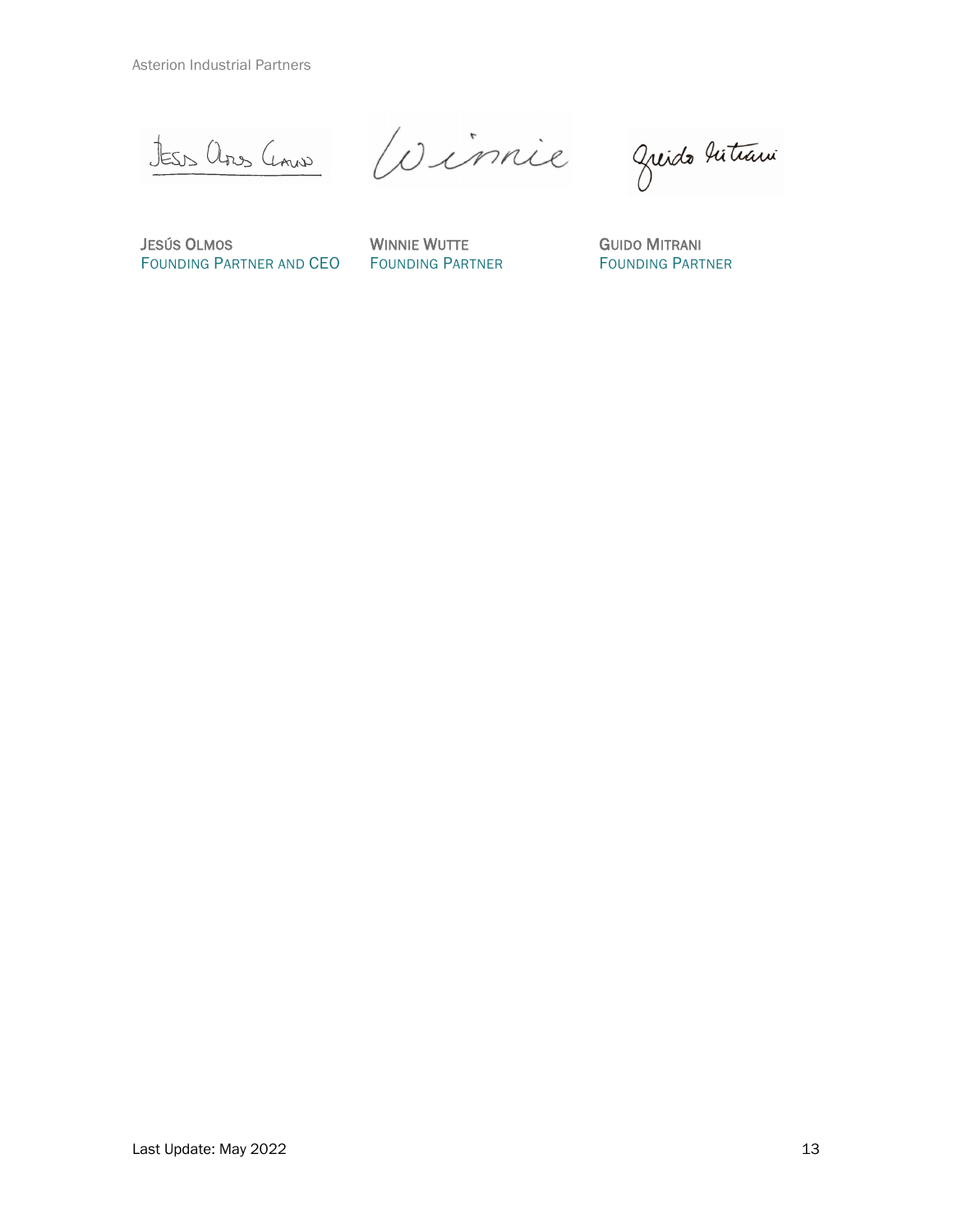JESÚS OLMOS
FOUNDING PARTNER AND CEO

WINNIE WUTTE
FOUNDING PARTNER

GUIDO MITRANI
FOUNDING PARTNER